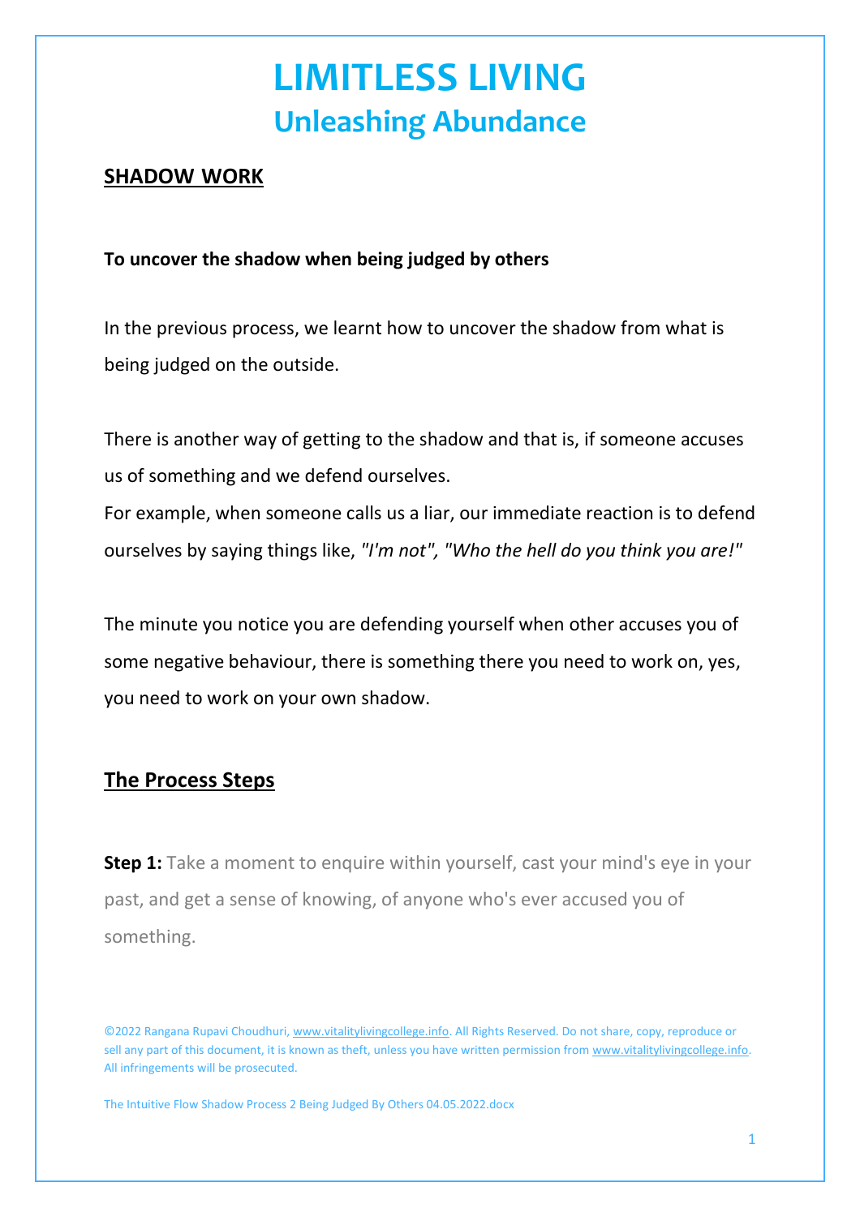# LIMITLESS LIVING
## Unleashing Abundance

**SHADOW WORK**

**To uncover the shadow when being judged by others**

In the previous process, we learnt how to uncover the shadow from what is being judged on the outside.

There is another way of getting to the shadow and that is, if someone accuses us of something and we defend ourselves.
For example, when someone calls us a liar, our immediate reaction is to defend ourselves by saying things like, *"I'm not", "Who the hell do you think you are!"*

The minute you notice you are defending yourself when other accuses you of some negative behaviour, there is something there you need to work on, yes, you need to work on your own shadow.

## The Process Steps

**Step 1:** Take a moment to enquire within yourself, cast your mind's eye in your past, and get a sense of knowing, of anyone who's ever accused you of something.

©2022 Rangana Rupavi Choudhuri, www.vitalitylivingcollege.info. All Rights Reserved. Do not share, copy, reproduce or sell any part of this document, it is known as theft, unless you have written permission from www.vitalitylivingcollege.info. All infringements will be prosecuted.

The Intuitive Flow Shadow Process 2 Being Judged By Others 04.05.2022.docx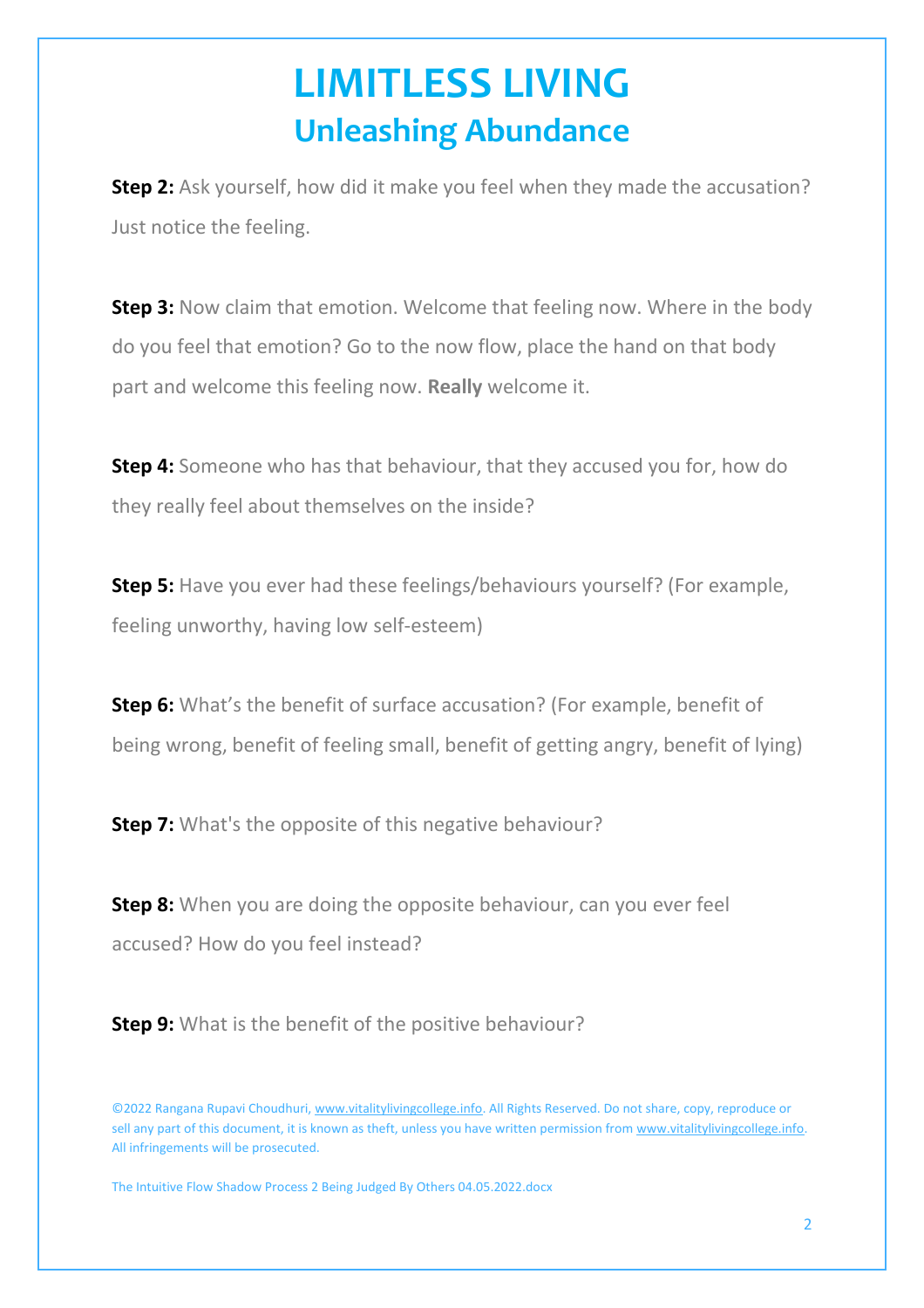**Step 2:** Ask yourself, how did it make you feel when they made the accusation? Just notice the feeling.

**Step 3:** Now claim that emotion. Welcome that feeling now. Where in the body do you feel that emotion? Go to the now flow, place the hand on that body part and welcome this feeling now. **Really** welcome it.

**Step 4:** Someone who has that behaviour, that they accused you for, how do they really feel about themselves on the inside?

**Step 5:** Have you ever had these feelings/behaviours yourself? (For example, feeling unworthy, having low self-esteem)

**Step 6:** What's the benefit of surface accusation? (For example, benefit of being wrong, benefit of feeling small, benefit of getting angry, benefit of lying)

**Step 7:** What's the opposite of this negative behaviour?

**Step 8:** When you are doing the opposite behaviour, can you ever feel accused? How do you feel instead?

**Step 9:** What is the benefit of the positive behaviour?

©2022 Rangana Rupavi Choudhuri, www.vitalitylivingcollege.info. All Rights Reserved. Do not share, copy, reproduce or sell any part of this document, it is known as theft, unless you have written permission from www.vitalitylivingcollege.info. All infringements will be prosecuted.

The Intuitive Flow Shadow Process 2 Being Judged By Others 04.05.2022.docx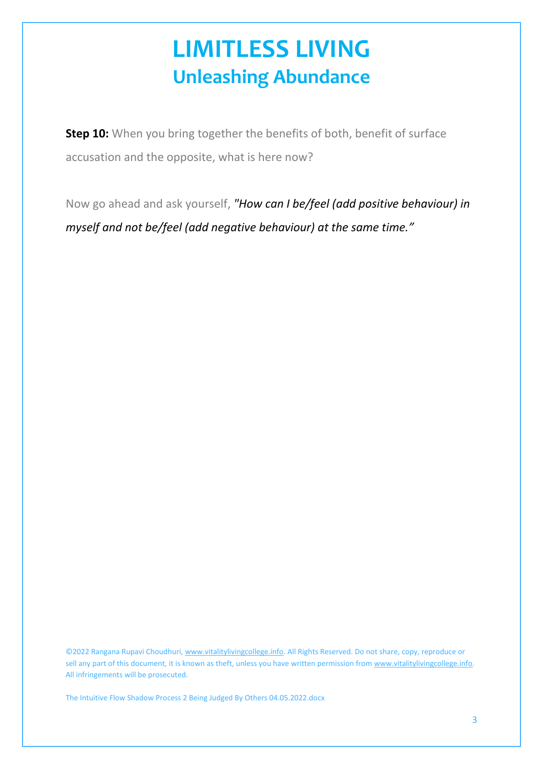**Step 10:** When you bring together the benefits of both, benefit of surface accusation and the opposite, what is here now?

Now go ahead and ask yourself, ***"How can I be/feel (add positive behaviour) in myself and not be/feel (add negative behaviour) at the same time."***

©2022 Rangana Rupavi Choudhuri, www.vitalitylivingcollege.info. All Rights Reserved. Do not share, copy, reproduce or sell any part of this document, it is known as theft, unless you have written permission from www.vitalitylivingcollege.info. All infringements will be prosecuted.

The Intuitive Flow Shadow Process 2 Being Judged By Others 04.05.2022.docx